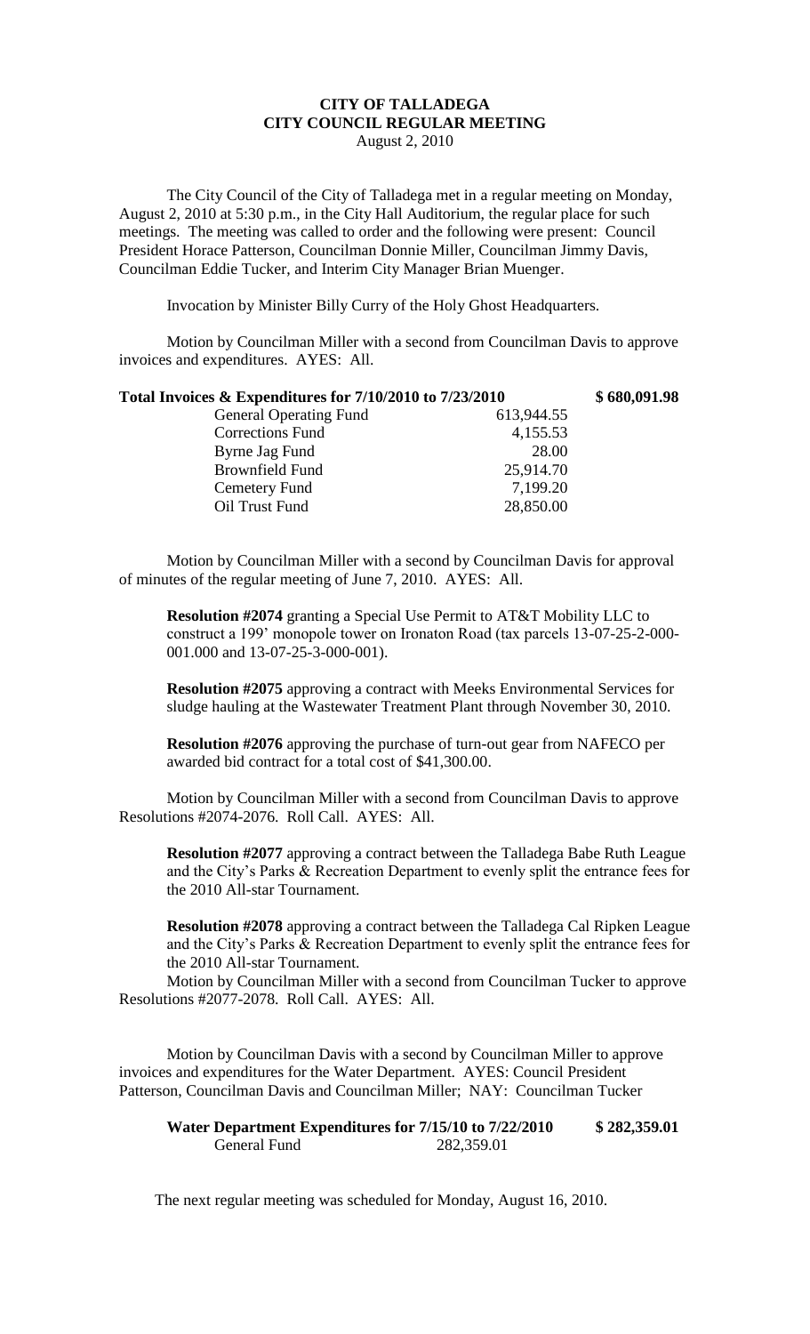# CITY OF TALLADEGA
# CITY COUNCIL REGULAR MEETING

August 2, 2010

The City Council of the City of Talladega met in a regular meeting on Monday, August 2, 2010 at 5:30 p.m., in the City Hall Auditorium, the regular place for such meetings. The meeting was called to order and the following were present: Council President Horace Patterson, Councilman Donnie Miller, Councilman Jimmy Davis, Councilman Eddie Tucker, and Interim City Manager Brian Muenger.

Invocation by Minister Billy Curry of the Holy Ghost Headquarters.

Motion by Councilman Miller with a second from Councilman Davis to approve invoices and expenditures. AYES: All.

| **Total Invoices & Expenditures for 7/10/2010 to 7/23/2010** | | **$ 680,091.98** |
|---|---|---|
| General Operating Fund | 613,944.55 | |
| Corrections Fund | 4,155.53 | |
| Byrne Jag Fund | 28.00 | |
| Brownfield Fund | 25,914.70 | |
| Cemetery Fund | 7,199.20 | |
| Oil Trust Fund | 28,850.00 | |

Motion by Councilman Miller with a second by Councilman Davis for approval of minutes of the regular meeting of June 7, 2010. AYES: All.

**Resolution #2074** granting a Special Use Permit to AT&T Mobility LLC to construct a 199' monopole tower on Ironaton Road (tax parcels 13-07-25-2-000-001.000 and 13-07-25-3-000-001).

**Resolution #2075** approving a contract with Meeks Environmental Services for sludge hauling at the Wastewater Treatment Plant through November 30, 2010.

**Resolution #2076** approving the purchase of turn-out gear from NAFECO per awarded bid contract for a total cost of $41,300.00.

Motion by Councilman Miller with a second from Councilman Davis to approve Resolutions #2074-2076. Roll Call. AYES: All.

**Resolution #2077** approving a contract between the Talladega Babe Ruth League and the City's Parks & Recreation Department to evenly split the entrance fees for the 2010 All-star Tournament.

**Resolution #2078** approving a contract between the Talladega Cal Ripken League and the City's Parks & Recreation Department to evenly split the entrance fees for the 2010 All-star Tournament.

Motion by Councilman Miller with a second from Councilman Tucker to approve Resolutions #2077-2078. Roll Call. AYES: All.

Motion by Councilman Davis with a second by Councilman Miller to approve invoices and expenditures for the Water Department. AYES: Council President Patterson, Councilman Davis and Councilman Miller; NAY: Councilman Tucker

| **Water Department Expenditures for 7/15/10 to 7/22/2010** | | **$ 282,359.01** |
|---|---|---|
| General Fund | 282,359.01 | |

The next regular meeting was scheduled for Monday, August 16, 2010.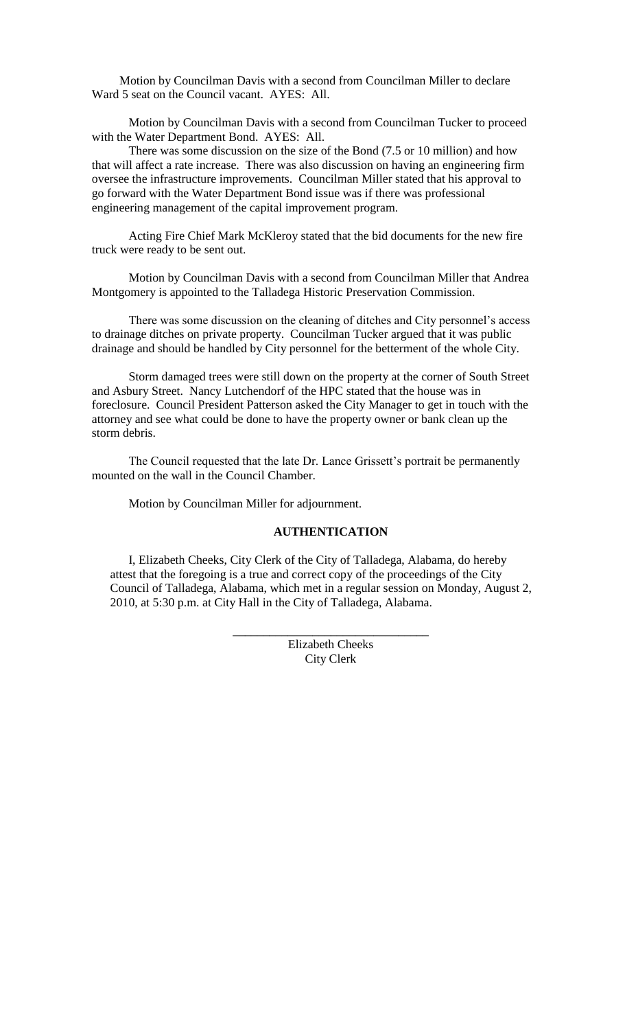Motion by Councilman Davis with a second from Councilman Miller to declare Ward 5 seat on the Council vacant. AYES: All.

Motion by Councilman Davis with a second from Councilman Tucker to proceed with the Water Department Bond. AYES: All.

There was some discussion on the size of the Bond (7.5 or 10 million) and how that will affect a rate increase. There was also discussion on having an engineering firm oversee the infrastructure improvements. Councilman Miller stated that his approval to go forward with the Water Department Bond issue was if there was professional engineering management of the capital improvement program.

Acting Fire Chief Mark McKleroy stated that the bid documents for the new fire truck were ready to be sent out.

Motion by Councilman Davis with a second from Councilman Miller that Andrea Montgomery is appointed to the Talladega Historic Preservation Commission.

There was some discussion on the cleaning of ditches and City personnel's access to drainage ditches on private property. Councilman Tucker argued that it was public drainage and should be handled by City personnel for the betterment of the whole City.

Storm damaged trees were still down on the property at the corner of South Street and Asbury Street. Nancy Lutchendorf of the HPC stated that the house was in foreclosure. Council President Patterson asked the City Manager to get in touch with the attorney and see what could be done to have the property owner or bank clean up the storm debris.

The Council requested that the late Dr. Lance Grissett's portrait be permanently mounted on the wall in the Council Chamber.

Motion by Councilman Miller for adjournment.

**AUTHENTICATION**

I, Elizabeth Cheeks, City Clerk of the City of Talladega, Alabama, do hereby attest that the foregoing is a true and correct copy of the proceedings of the City Council of Talladega, Alabama, which met in a regular session on Monday, August 2, 2010, at 5:30 p.m. at City Hall in the City of Talladega, Alabama.

\_\_\_\_\_\_\_\_\_\_\_\_\_\_\_\_\_\_\_\_\_\_\_\_\_\_\_\_\_\_\_\_

Elizabeth Cheeks
City Clerk